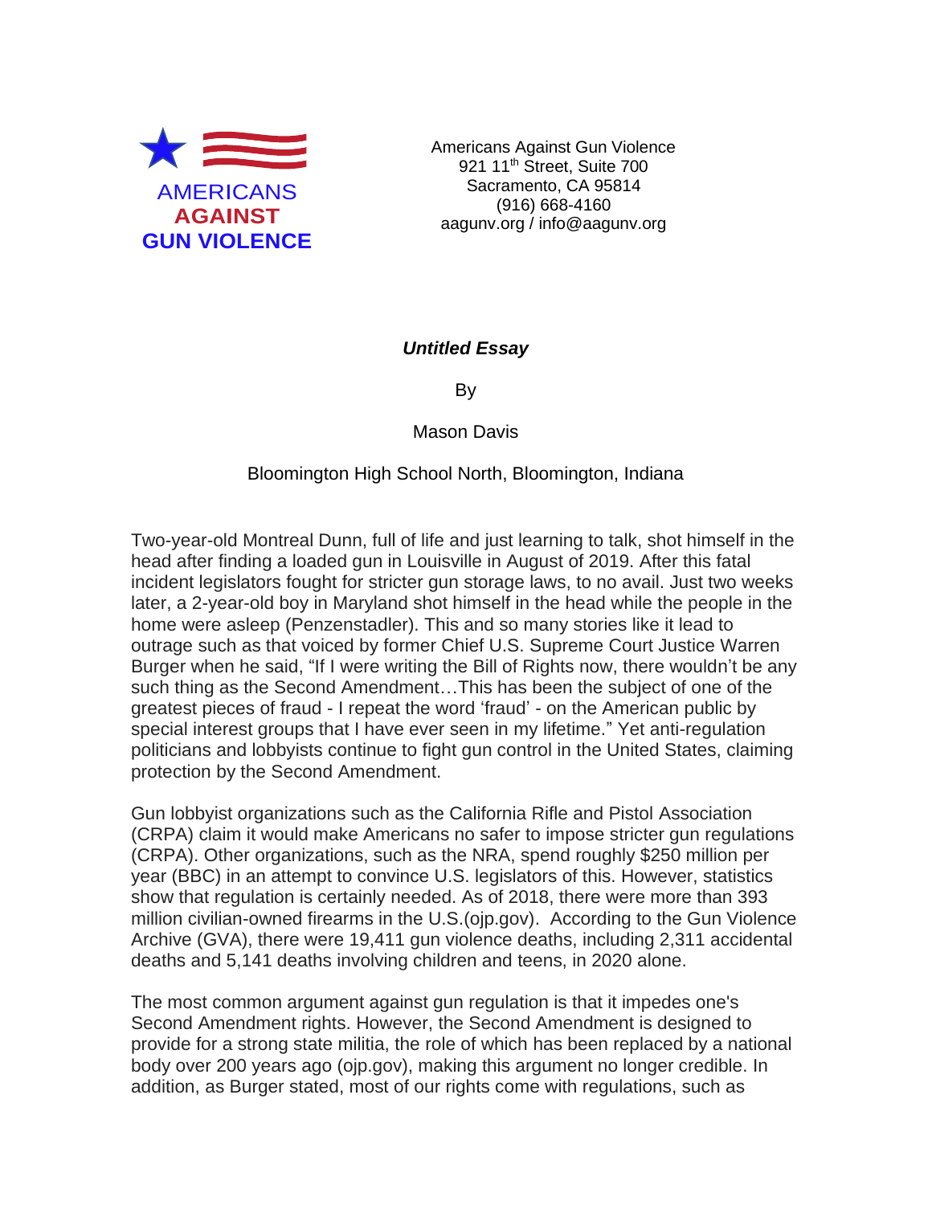AMERICANS
**AGAINST**
**GUN VIOLENCE**

Americans Against Gun Violence
921 11th Street, Suite 700
Sacramento, CA 95814
(916) 668-4160
aagunv.org / info@aagunv.org

***Untitled Essay***

By

Mason Davis

Bloomington High School North, Bloomington, Indiana

Two-year-old Montreal Dunn, full of life and just learning to talk, shot himself in the head after finding a loaded gun in Louisville in August of 2019. After this fatal incident legislators fought for stricter gun storage laws, to no avail. Just two weeks later, a 2-year-old boy in Maryland shot himself in the head while the people in the home were asleep (Penzenstadler). This and so many stories like it lead to outrage such as that voiced by former Chief U.S. Supreme Court Justice Warren Burger when he said, "If I were writing the Bill of Rights now, there wouldn't be any such thing as the Second Amendment…This has been the subject of one of the greatest pieces of fraud - I repeat the word 'fraud' - on the American public by special interest groups that I have ever seen in my lifetime." Yet anti-regulation politicians and lobbyists continue to fight gun control in the United States, claiming protection by the Second Amendment.

Gun lobbyist organizations such as the California Rifle and Pistol Association (CRPA) claim it would make Americans no safer to impose stricter gun regulations (CRPA). Other organizations, such as the NRA, spend roughly $250 million per year (BBC) in an attempt to convince U.S. legislators of this. However, statistics show that regulation is certainly needed. As of 2018, there were more than 393 million civilian-owned firearms in the U.S.(ojp.gov). According to the Gun Violence Archive (GVA), there were 19,411 gun violence deaths, including 2,311 accidental deaths and 5,141 deaths involving children and teens, in 2020 alone.

The most common argument against gun regulation is that it impedes one's Second Amendment rights. However, the Second Amendment is designed to provide for a strong state militia, the role of which has been replaced by a national body over 200 years ago (ojp.gov), making this argument no longer credible. In addition, as Burger stated, most of our rights come with regulations, such as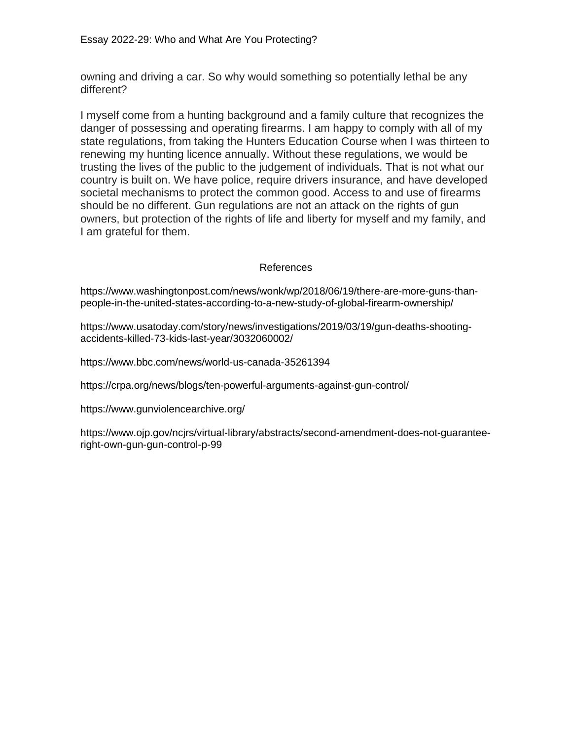owning and driving a car. So why would something so potentially lethal be any different?

I myself come from a hunting background and a family culture that recognizes the danger of possessing and operating firearms. I am happy to comply with all of my state regulations, from taking the Hunters Education Course when I was thirteen to renewing my hunting licence annually. Without these regulations, we would be trusting the lives of the public to the judgement of individuals. That is not what our country is built on. We have police, require drivers insurance, and have developed societal mechanisms to protect the common good. Access to and use of firearms should be no different. Gun regulations are not an attack on the rights of gun owners, but protection of the rights of life and liberty for myself and my family, and I am grateful for them.

## References

https://www.washingtonpost.com/news/wonk/wp/2018/06/19/there-are-more-guns-than-people-in-the-united-states-according-to-a-new-study-of-global-firearm-ownership/

https://www.usatoday.com/story/news/investigations/2019/03/19/gun-deaths-shooting-accidents-killed-73-kids-last-year/3032060002/

https://www.bbc.com/news/world-us-canada-35261394

https://crpa.org/news/blogs/ten-powerful-arguments-against-gun-control/

https://www.gunviolencearchive.org/

https://www.ojp.gov/ncjrs/virtual-library/abstracts/second-amendment-does-not-guarantee-right-own-gun-gun-control-p-99